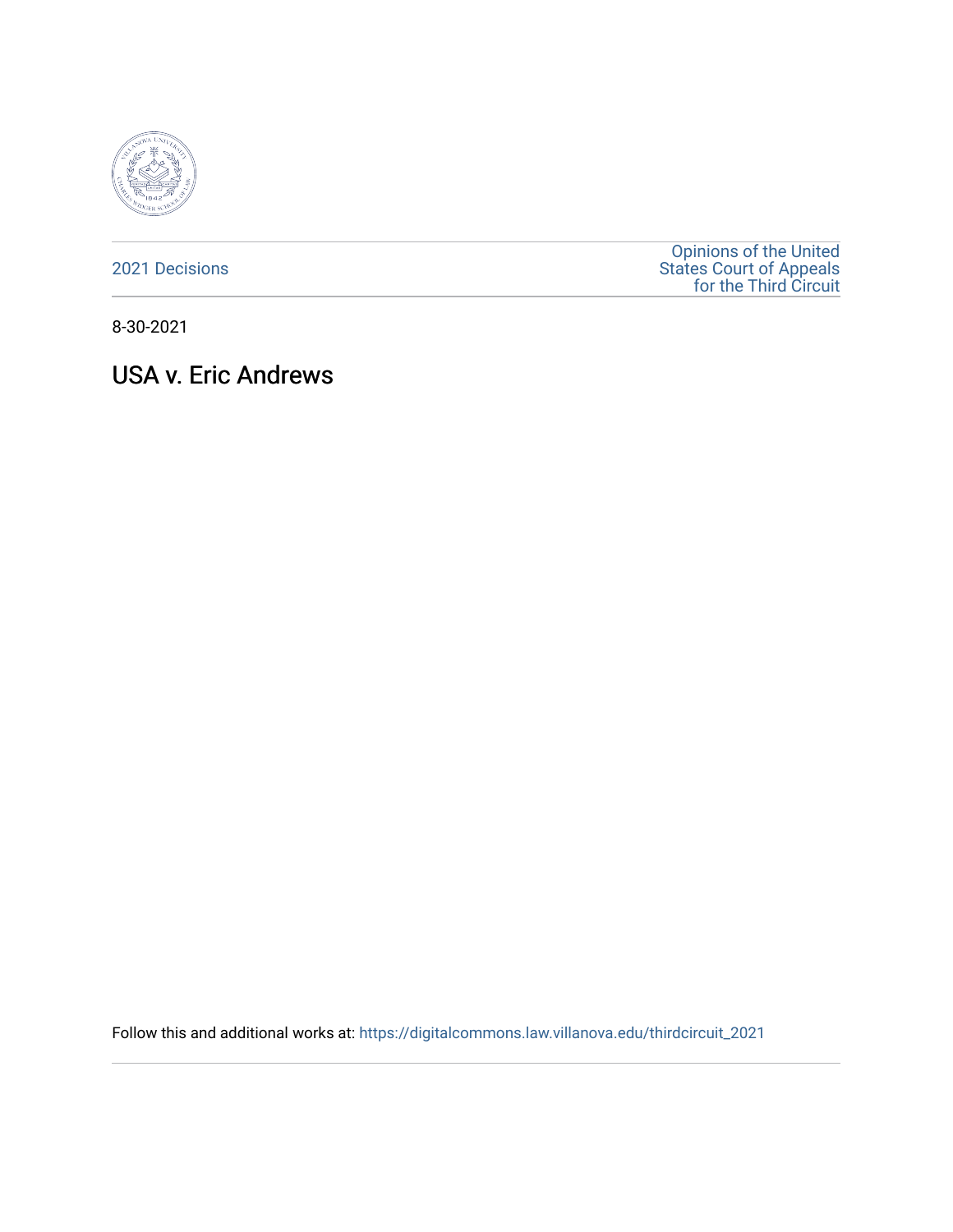2021 Decisions

Opinions of the United States Court of Appeals for the Third Circuit

8-30-2021

# USA v. Eric Andrews

Follow this and additional works at: https://digitalcommons.law.villanova.edu/thirdcircuit_2021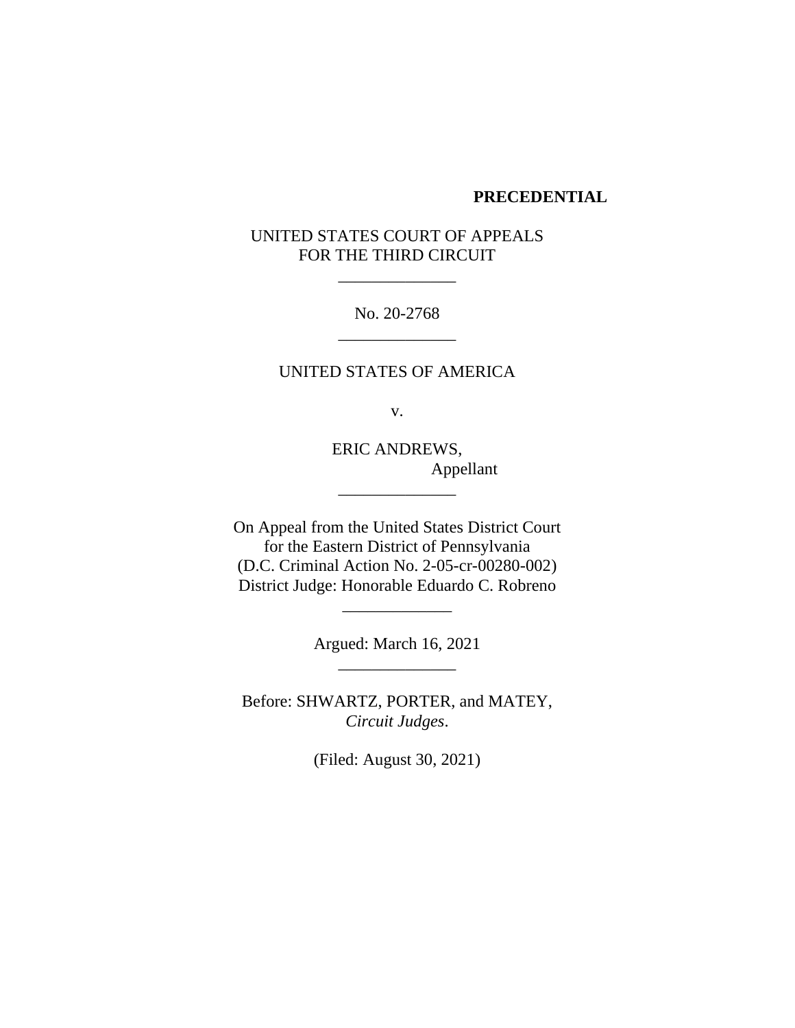**PRECEDENTIAL**

UNITED STATES COURT OF APPEALS
FOR THE THIRD CIRCUIT

\_\_\_\_\_\_\_\_\_\_\_\_\_\_

No. 20-2768

\_\_\_\_\_\_\_\_\_\_\_\_\_\_

UNITED STATES OF AMERICA

v.

ERIC ANDREWS,
Appellant

\_\_\_\_\_\_\_\_\_\_\_\_\_\_

On Appeal from the United States District Court
for the Eastern District of Pennsylvania
(D.C. Criminal Action No. 2-05-cr-00280-002)
District Judge: Honorable Eduardo C. Robreno

\_\_\_\_\_\_\_\_\_\_\_\_\_

Argued: March 16, 2021

\_\_\_\_\_\_\_\_\_\_\_\_\_\_

Before: SHWARTZ, PORTER, and MATEY,
*Circuit Judges*.

(Filed: August 30, 2021)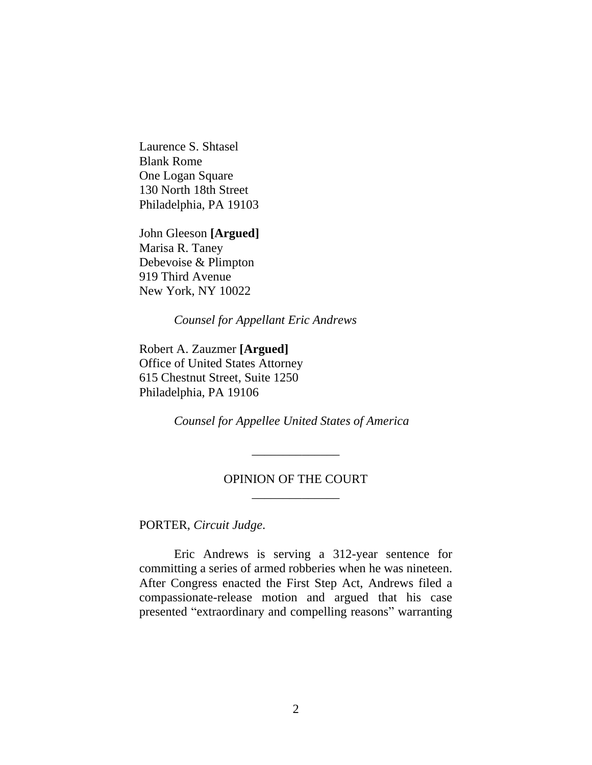Laurence S. Shtasel
Blank Rome
One Logan Square
130 North 18th Street
Philadelphia, PA 19103

John Gleeson **[Argued]**
Marisa R. Taney
Debevoise & Plimpton
919 Third Avenue
New York, NY 10022

*Counsel for Appellant Eric Andrews*

Robert A. Zauzmer **[Argued]**
Office of United States Attorney
615 Chestnut Street, Suite 1250
Philadelphia, PA 19106

*Counsel for Appellee United States of America*

______________

OPINION OF THE COURT

______________

PORTER, *Circuit Judge*.

Eric Andrews is serving a 312-year sentence for committing a series of armed robberies when he was nineteen. After Congress enacted the First Step Act, Andrews filed a compassionate-release motion and argued that his case presented "extraordinary and compelling reasons" warranting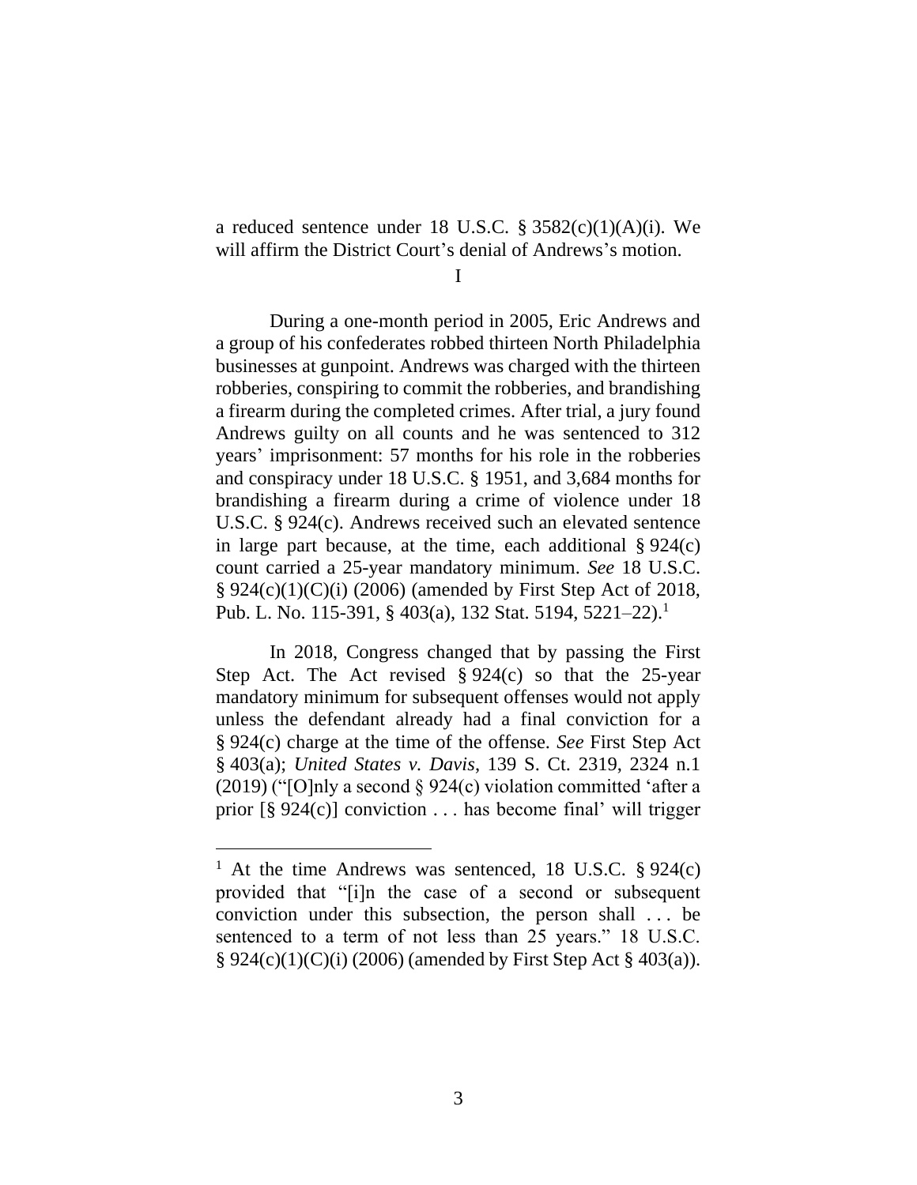a reduced sentence under 18 U.S.C. § 3582(c)(1)(A)(i). We will affirm the District Court's denial of Andrews's motion.

I

During a one-month period in 2005, Eric Andrews and a group of his confederates robbed thirteen North Philadelphia businesses at gunpoint. Andrews was charged with the thirteen robberies, conspiring to commit the robberies, and brandishing a firearm during the completed crimes. After trial, a jury found Andrews guilty on all counts and he was sentenced to 312 years' imprisonment: 57 months for his role in the robberies and conspiracy under 18 U.S.C. § 1951, and 3,684 months for brandishing a firearm during a crime of violence under 18 U.S.C. § 924(c). Andrews received such an elevated sentence in large part because, at the time, each additional § 924(c) count carried a 25-year mandatory minimum. *See* 18 U.S.C. § 924(c)(1)(C)(i) (2006) (amended by First Step Act of 2018, Pub. L. No. 115-391, § 403(a), 132 Stat. 5194, 5221–22).[1]

In 2018, Congress changed that by passing the First Step Act. The Act revised § 924(c) so that the 25-year mandatory minimum for subsequent offenses would not apply unless the defendant already had a final conviction for a § 924(c) charge at the time of the offense. *See* First Step Act § 403(a); *United States v. Davis*, 139 S. Ct. 2319, 2324 n.1 (2019) ("[O]nly a second § 924(c) violation committed 'after a prior [§ 924(c)] conviction . . . has become final' will trigger

---

[1] At the time Andrews was sentenced, 18 U.S.C. § 924(c) provided that "[i]n the case of a second or subsequent conviction under this subsection, the person shall . . . be sentenced to a term of not less than 25 years." 18 U.S.C. § 924(c)(1)(C)(i) (2006) (amended by First Step Act § 403(a)).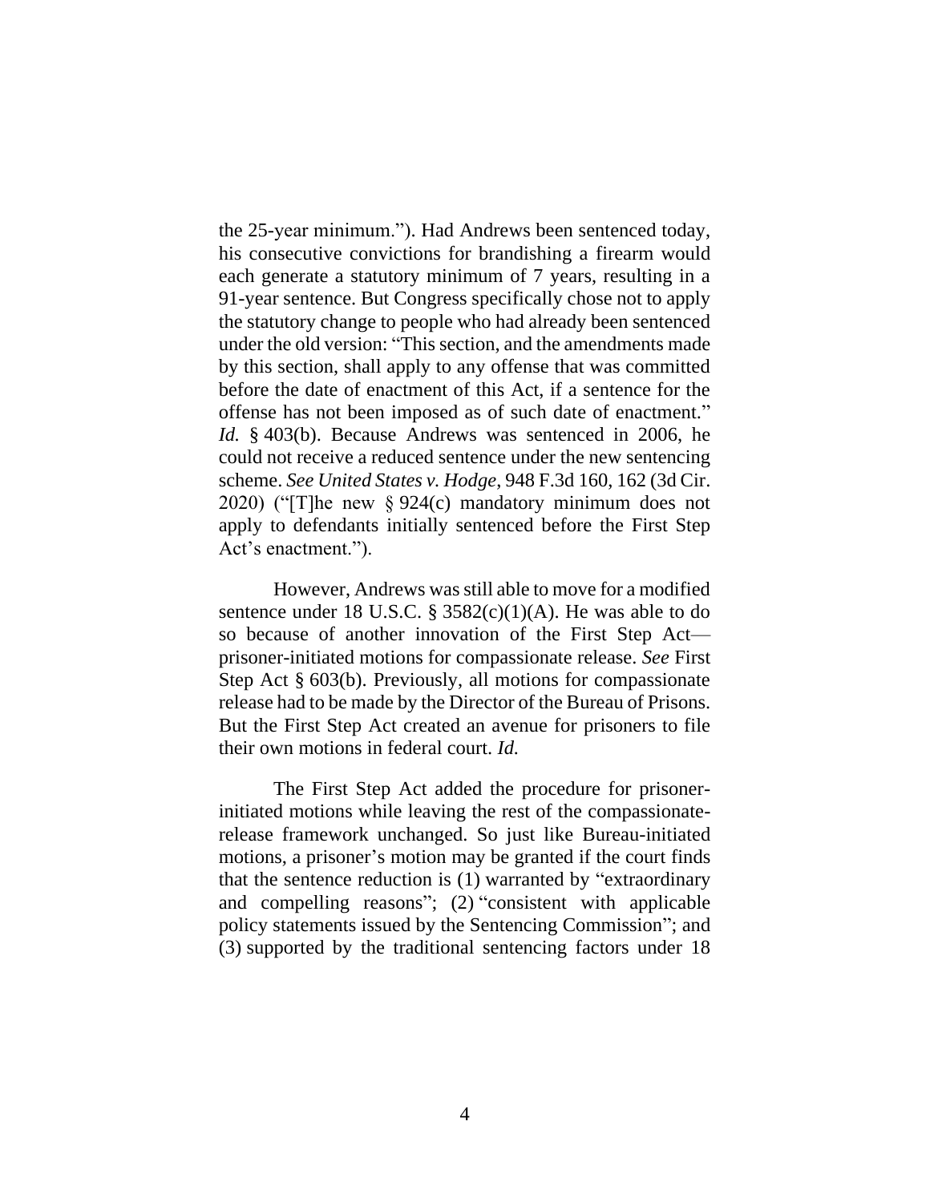the 25-year minimum."). Had Andrews been sentenced today, his consecutive convictions for brandishing a firearm would each generate a statutory minimum of 7 years, resulting in a 91-year sentence. But Congress specifically chose not to apply the statutory change to people who had already been sentenced under the old version: "This section, and the amendments made by this section, shall apply to any offense that was committed before the date of enactment of this Act, if a sentence for the offense has not been imposed as of such date of enactment." *Id.* § 403(b). Because Andrews was sentenced in 2006, he could not receive a reduced sentence under the new sentencing scheme. *See United States v. Hodge*, 948 F.3d 160, 162 (3d Cir. 2020) ("[T]he new § 924(c) mandatory minimum does not apply to defendants initially sentenced before the First Step Act's enactment.").

However, Andrews was still able to move for a modified sentence under 18 U.S.C. § 3582(c)(1)(A). He was able to do so because of another innovation of the First Step Act—prisoner-initiated motions for compassionate release. *See* First Step Act § 603(b). Previously, all motions for compassionate release had to be made by the Director of the Bureau of Prisons. But the First Step Act created an avenue for prisoners to file their own motions in federal court. *Id.*

The First Step Act added the procedure for prisoner-initiated motions while leaving the rest of the compassionate-release framework unchanged. So just like Bureau-initiated motions, a prisoner's motion may be granted if the court finds that the sentence reduction is (1) warranted by "extraordinary and compelling reasons"; (2) "consistent with applicable policy statements issued by the Sentencing Commission"; and (3) supported by the traditional sentencing factors under 18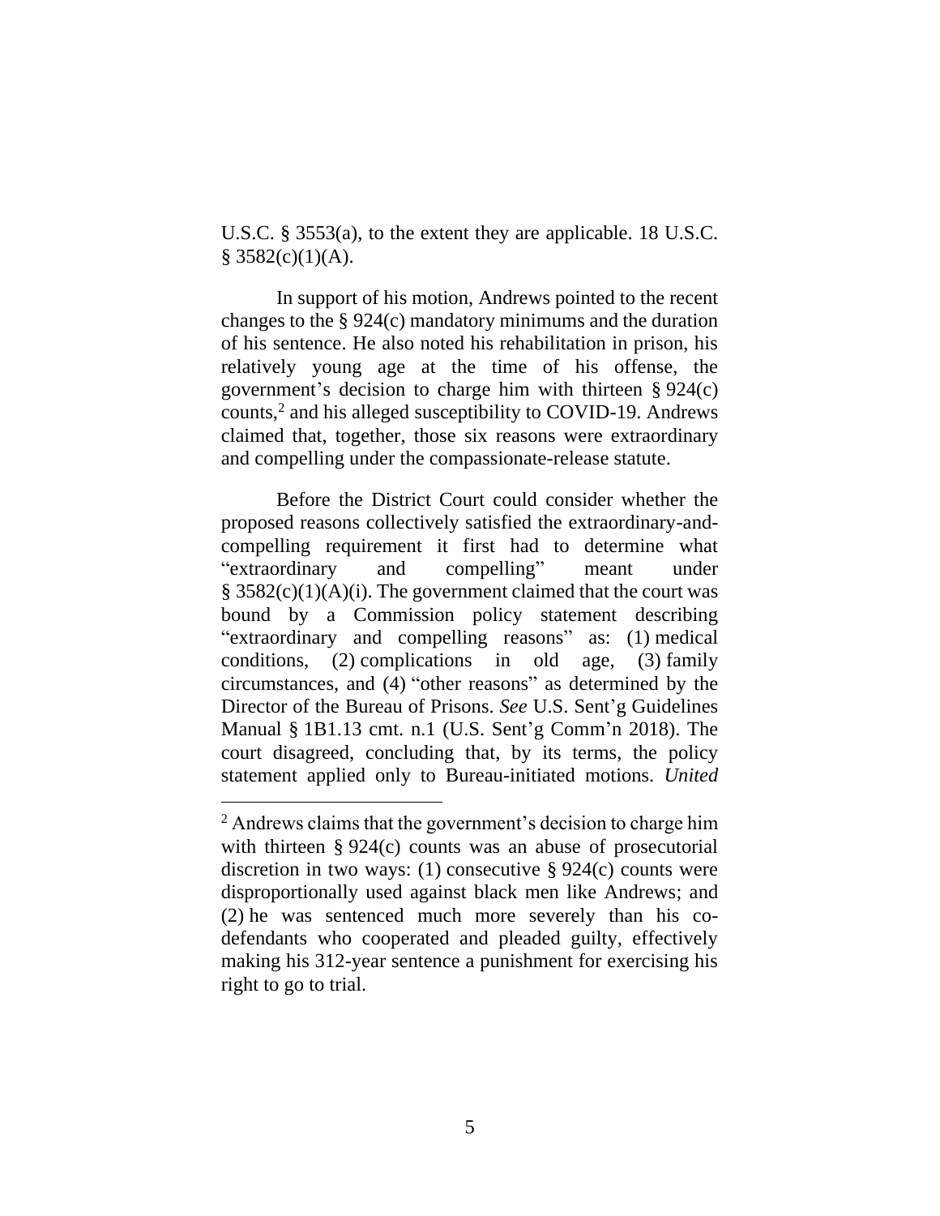U.S.C. § 3553(a), to the extent they are applicable. 18 U.S.C. § 3582(c)(1)(A).

In support of his motion, Andrews pointed to the recent changes to the § 924(c) mandatory minimums and the duration of his sentence. He also noted his rehabilitation in prison, his relatively young age at the time of his offense, the government's decision to charge him with thirteen § 924(c) counts,[2] and his alleged susceptibility to COVID-19. Andrews claimed that, together, those six reasons were extraordinary and compelling under the compassionate-release statute.

Before the District Court could consider whether the proposed reasons collectively satisfied the extraordinary-and-compelling requirement it first had to determine what "extraordinary and compelling" meant under § 3582(c)(1)(A)(i). The government claimed that the court was bound by a Commission policy statement describing "extraordinary and compelling reasons" as: (1) medical conditions, (2) complications in old age, (3) family circumstances, and (4) "other reasons" as determined by the Director of the Bureau of Prisons. *See* U.S. Sent'g Guidelines Manual § 1B1.13 cmt. n.1 (U.S. Sent'g Comm'n 2018). The court disagreed, concluding that, by its terms, the policy statement applied only to Bureau-initiated motions. *United*

---

[2] Andrews claims that the government's decision to charge him with thirteen § 924(c) counts was an abuse of prosecutorial discretion in two ways: (1) consecutive § 924(c) counts were disproportionally used against black men like Andrews; and (2) he was sentenced much more severely than his co-defendants who cooperated and pleaded guilty, effectively making his 312-year sentence a punishment for exercising his right to go to trial.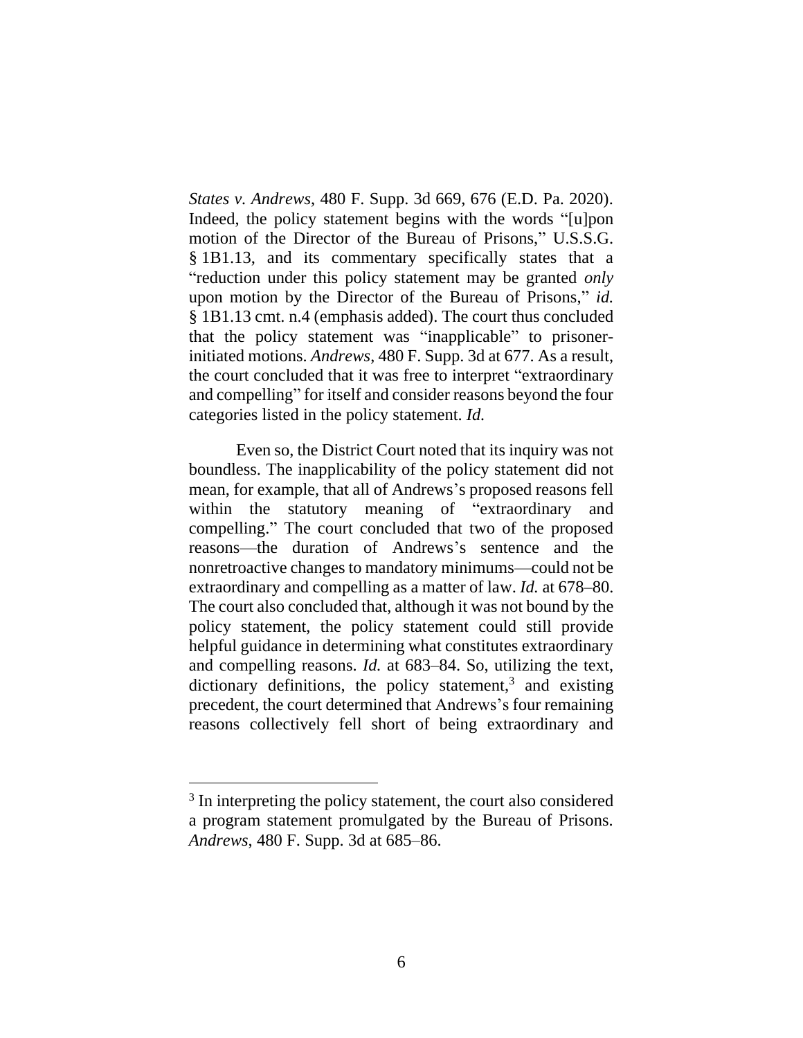*States v. Andrews*, 480 F. Supp. 3d 669, 676 (E.D. Pa. 2020). Indeed, the policy statement begins with the words "[u]pon motion of the Director of the Bureau of Prisons," U.S.S.G. § 1B1.13, and its commentary specifically states that a "reduction under this policy statement may be granted *only* upon motion by the Director of the Bureau of Prisons," *id.* § 1B1.13 cmt. n.4 (emphasis added). The court thus concluded that the policy statement was "inapplicable" to prisoner-initiated motions. *Andrews*, 480 F. Supp. 3d at 677. As a result, the court concluded that it was free to interpret "extraordinary and compelling" for itself and consider reasons beyond the four categories listed in the policy statement. *Id.*

Even so, the District Court noted that its inquiry was not boundless. The inapplicability of the policy statement did not mean, for example, that all of Andrews's proposed reasons fell within the statutory meaning of "extraordinary and compelling." The court concluded that two of the proposed reasons—the duration of Andrews's sentence and the nonretroactive changes to mandatory minimums—could not be extraordinary and compelling as a matter of law. *Id.* at 678–80. The court also concluded that, although it was not bound by the policy statement, the policy statement could still provide helpful guidance in determining what constitutes extraordinary and compelling reasons. *Id.* at 683–84. So, utilizing the text, dictionary definitions, the policy statement,[3] and existing precedent, the court determined that Andrews's four remaining reasons collectively fell short of being extraordinary and

---

[3] In interpreting the policy statement, the court also considered a program statement promulgated by the Bureau of Prisons. *Andrews*, 480 F. Supp. 3d at 685–86.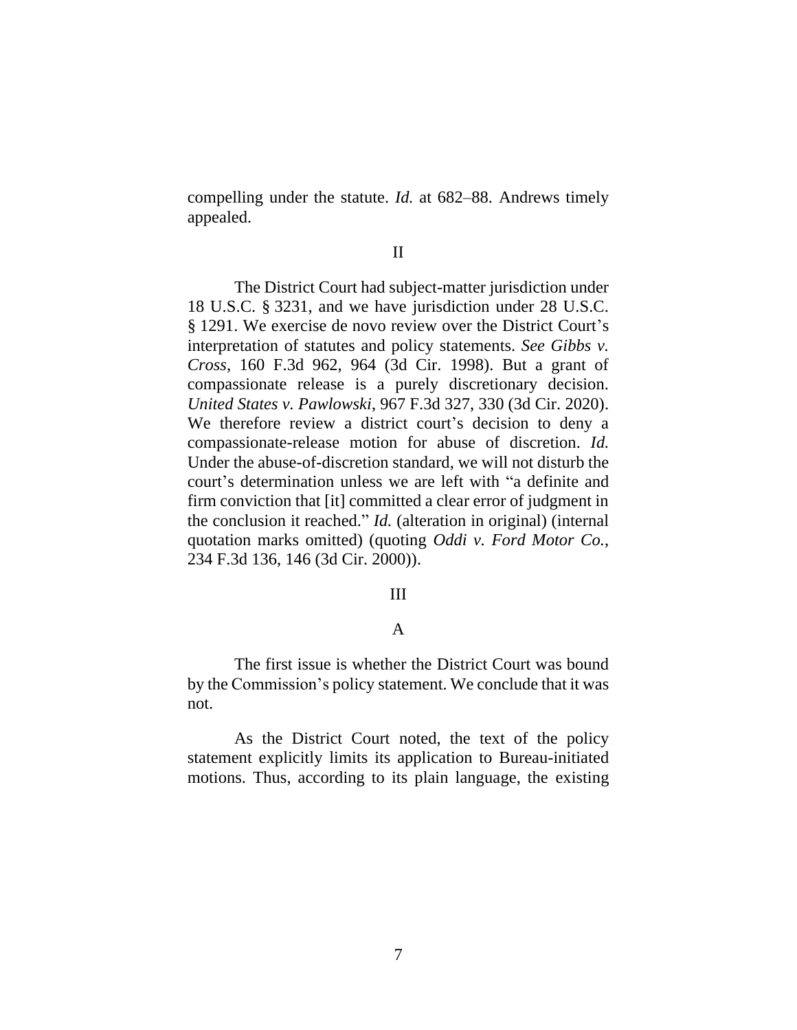compelling under the statute. *Id.* at 682–88. Andrews timely appealed.

## II

The District Court had subject-matter jurisdiction under 18 U.S.C. § 3231, and we have jurisdiction under 28 U.S.C. § 1291. We exercise de novo review over the District Court's interpretation of statutes and policy statements. *See Gibbs v. Cross*, 160 F.3d 962, 964 (3d Cir. 1998). But a grant of compassionate release is a purely discretionary decision. *United States v. Pawlowski*, 967 F.3d 327, 330 (3d Cir. 2020). We therefore review a district court's decision to deny a compassionate-release motion for abuse of discretion. *Id.* Under the abuse-of-discretion standard, we will not disturb the court's determination unless we are left with "a definite and firm conviction that [it] committed a clear error of judgment in the conclusion it reached." *Id.* (alteration in original) (internal quotation marks omitted) (quoting *Oddi v. Ford Motor Co.*, 234 F.3d 136, 146 (3d Cir. 2000)).

## III

### A

The first issue is whether the District Court was bound by the Commission's policy statement. We conclude that it was not.

As the District Court noted, the text of the policy statement explicitly limits its application to Bureau-initiated motions. Thus, according to its plain language, the existing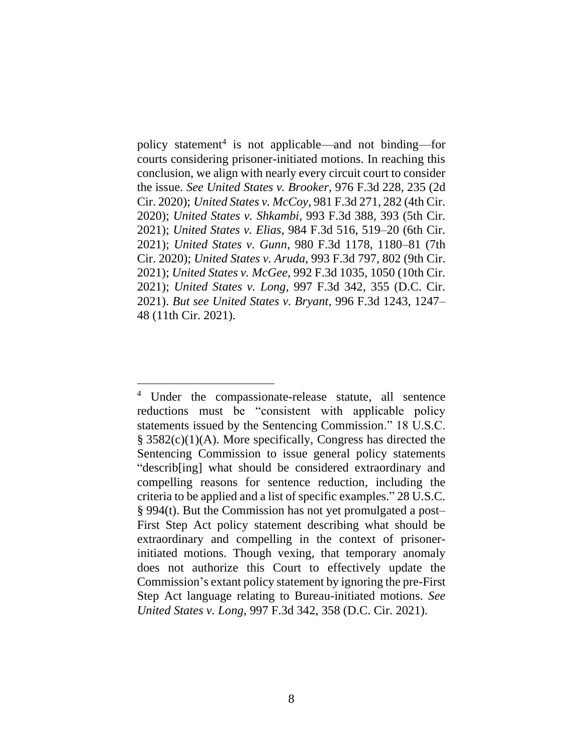policy statement[4] is not applicable—and not binding—for courts considering prisoner-initiated motions. In reaching this conclusion, we align with nearly every circuit court to consider the issue. *See United States v. Brooker*, 976 F.3d 228, 235 (2d Cir. 2020); *United States v. McCoy*, 981 F.3d 271, 282 (4th Cir. 2020); *United States v. Shkambi*, 993 F.3d 388, 393 (5th Cir. 2021); *United States v. Elias*, 984 F.3d 516, 519–20 (6th Cir. 2021); *United States v. Gunn*, 980 F.3d 1178, 1180–81 (7th Cir. 2020); *United States v. Aruda*, 993 F.3d 797, 802 (9th Cir. 2021); *United States v. McGee*, 992 F.3d 1035, 1050 (10th Cir. 2021); *United States v. Long*, 997 F.3d 342, 355 (D.C. Cir. 2021). *But see United States v. Bryant*, 996 F.3d 1243, 1247–48 (11th Cir. 2021).

---

[4] Under the compassionate-release statute, all sentence reductions must be "consistent with applicable policy statements issued by the Sentencing Commission." 18 U.S.C. § 3582(c)(1)(A). More specifically, Congress has directed the Sentencing Commission to issue general policy statements "describ[ing] what should be considered extraordinary and compelling reasons for sentence reduction, including the criteria to be applied and a list of specific examples." 28 U.S.C. § 994(t). But the Commission has not yet promulgated a post–First Step Act policy statement describing what should be extraordinary and compelling in the context of prisoner-initiated motions. Though vexing, that temporary anomaly does not authorize this Court to effectively update the Commission's extant policy statement by ignoring the pre-First Step Act language relating to Bureau-initiated motions. *See United States v. Long*, 997 F.3d 342, 358 (D.C. Cir. 2021).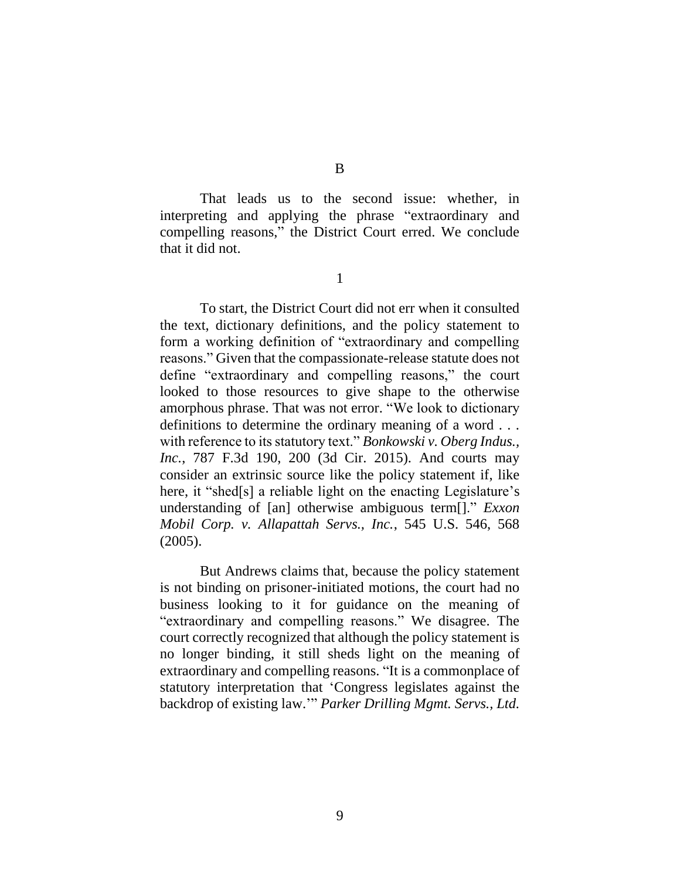## B

That leads us to the second issue: whether, in interpreting and applying the phrase "extraordinary and compelling reasons," the District Court erred. We conclude that it did not.

### 1

To start, the District Court did not err when it consulted the text, dictionary definitions, and the policy statement to form a working definition of "extraordinary and compelling reasons." Given that the compassionate-release statute does not define "extraordinary and compelling reasons," the court looked to those resources to give shape to the otherwise amorphous phrase. That was not error. "We look to dictionary definitions to determine the ordinary meaning of a word . . . with reference to its statutory text." *Bonkowski v. Oberg Indus., Inc.*, 787 F.3d 190, 200 (3d Cir. 2015). And courts may consider an extrinsic source like the policy statement if, like here, it "shed[s] a reliable light on the enacting Legislature's understanding of [an] otherwise ambiguous term[]." *Exxon Mobil Corp. v. Allapattah Servs., Inc.*, 545 U.S. 546, 568 (2005).

But Andrews claims that, because the policy statement is not binding on prisoner-initiated motions, the court had no business looking to it for guidance on the meaning of "extraordinary and compelling reasons." We disagree. The court correctly recognized that although the policy statement is no longer binding, it still sheds light on the meaning of extraordinary and compelling reasons. "It is a commonplace of statutory interpretation that 'Congress legislates against the backdrop of existing law.'" *Parker Drilling Mgmt. Servs., Ltd.*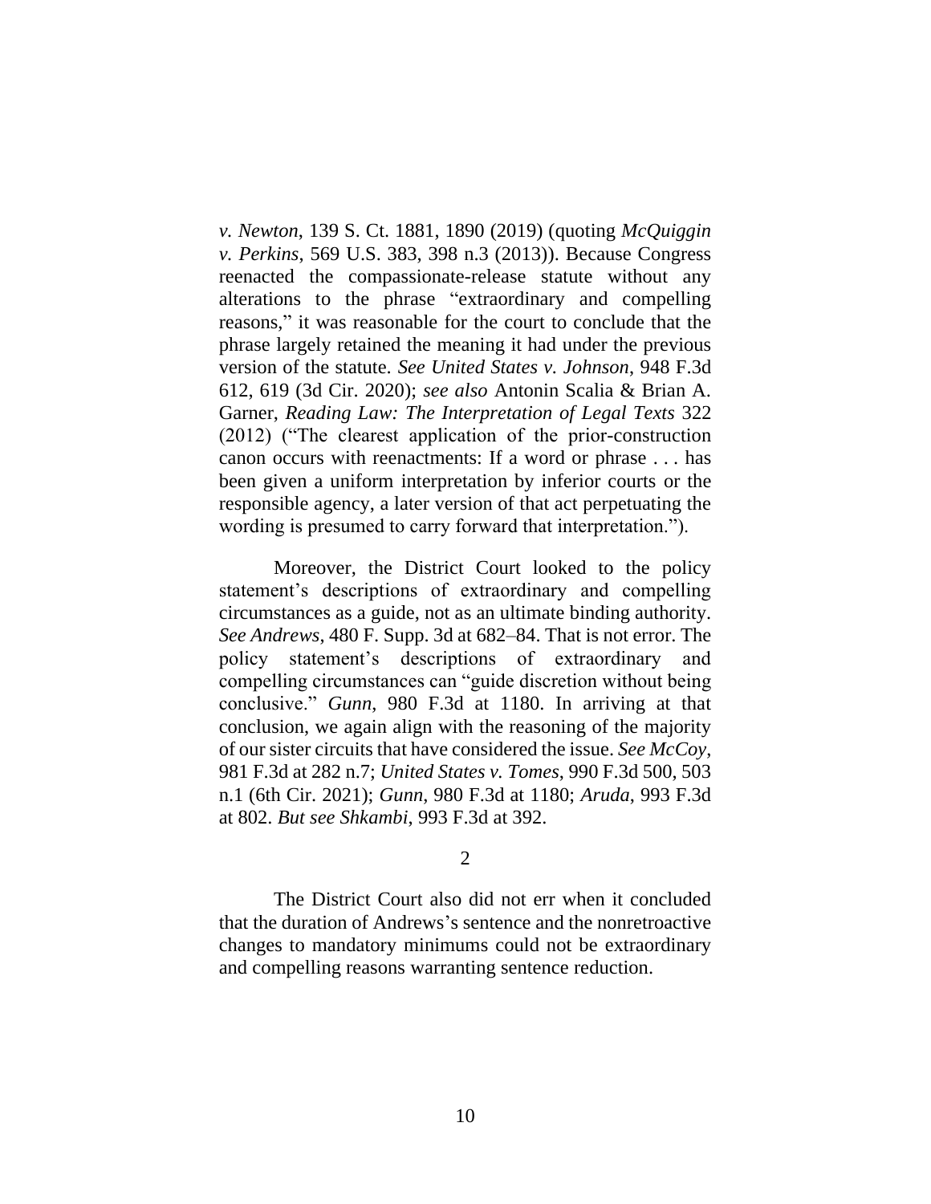*v. Newton*, 139 S. Ct. 1881, 1890 (2019) (quoting *McQuiggin v. Perkins*, 569 U.S. 383, 398 n.3 (2013)). Because Congress reenacted the compassionate-release statute without any alterations to the phrase "extraordinary and compelling reasons," it was reasonable for the court to conclude that the phrase largely retained the meaning it had under the previous version of the statute. *See United States v. Johnson*, 948 F.3d 612, 619 (3d Cir. 2020); *see also* Antonin Scalia & Brian A. Garner, *Reading Law: The Interpretation of Legal Texts* 322 (2012) ("The clearest application of the prior-construction canon occurs with reenactments: If a word or phrase . . . has been given a uniform interpretation by inferior courts or the responsible agency, a later version of that act perpetuating the wording is presumed to carry forward that interpretation.").

Moreover, the District Court looked to the policy statement's descriptions of extraordinary and compelling circumstances as a guide, not as an ultimate binding authority. *See Andrews*, 480 F. Supp. 3d at 682–84. That is not error. The policy statement's descriptions of extraordinary and compelling circumstances can "guide discretion without being conclusive." *Gunn*, 980 F.3d at 1180. In arriving at that conclusion, we again align with the reasoning of the majority of our sister circuits that have considered the issue. *See McCoy*, 981 F.3d at 282 n.7; *United States v. Tomes*, 990 F.3d 500, 503 n.1 (6th Cir. 2021); *Gunn*, 980 F.3d at 1180; *Aruda*, 993 F.3d at 802. *But see Shkambi*, 993 F.3d at 392.

2

The District Court also did not err when it concluded that the duration of Andrews's sentence and the nonretroactive changes to mandatory minimums could not be extraordinary and compelling reasons warranting sentence reduction.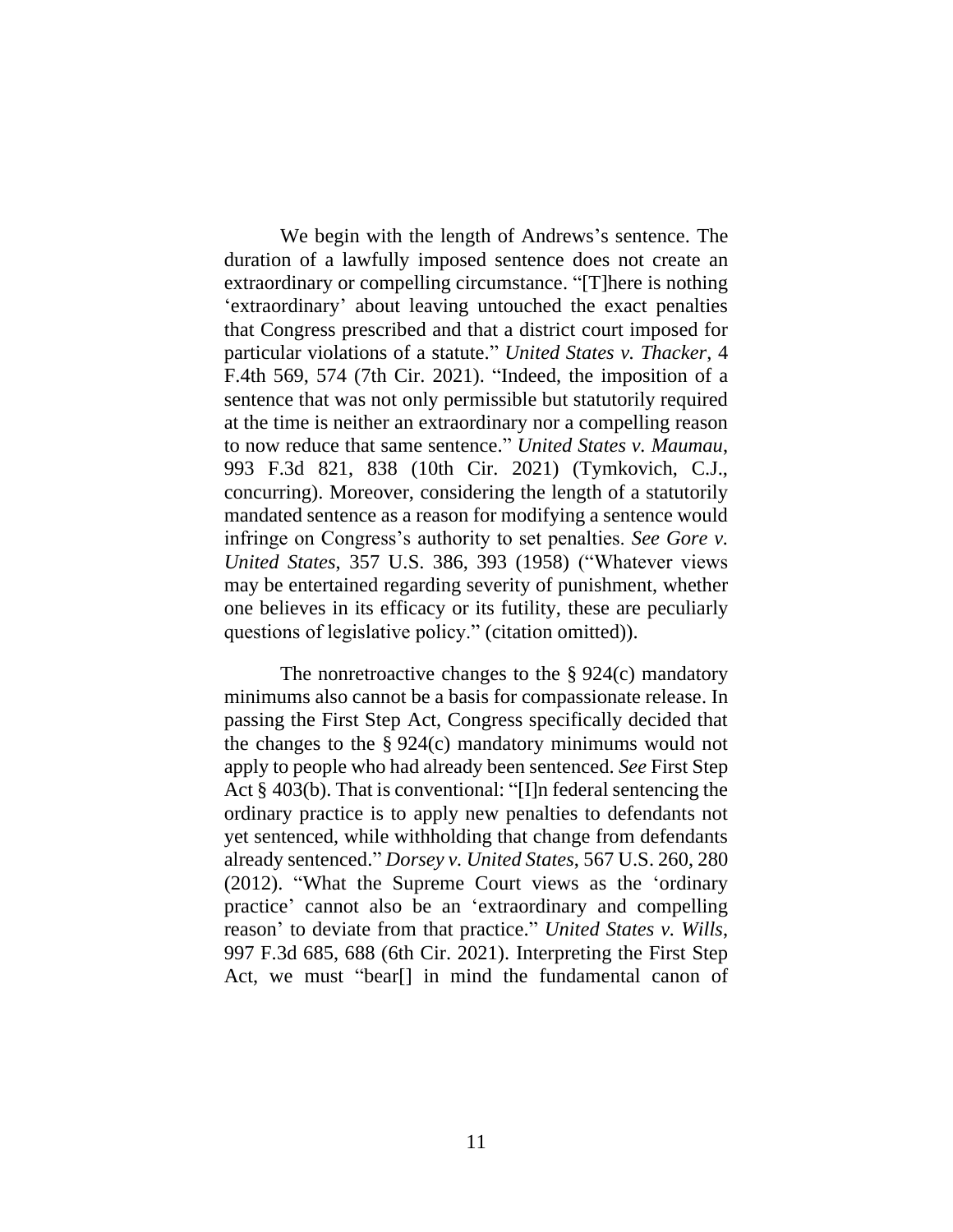We begin with the length of Andrews's sentence. The duration of a lawfully imposed sentence does not create an extraordinary or compelling circumstance. "[T]here is nothing 'extraordinary' about leaving untouched the exact penalties that Congress prescribed and that a district court imposed for particular violations of a statute." *United States v. Thacker*, 4 F.4th 569, 574 (7th Cir. 2021). "Indeed, the imposition of a sentence that was not only permissible but statutorily required at the time is neither an extraordinary nor a compelling reason to now reduce that same sentence." *United States v. Maumau*, 993 F.3d 821, 838 (10th Cir. 2021) (Tymkovich, C.J., concurring). Moreover, considering the length of a statutorily mandated sentence as a reason for modifying a sentence would infringe on Congress's authority to set penalties. *See Gore v. United States*, 357 U.S. 386, 393 (1958) ("Whatever views may be entertained regarding severity of punishment, whether one believes in its efficacy or its futility, these are peculiarly questions of legislative policy." (citation omitted)).

The nonretroactive changes to the § 924(c) mandatory minimums also cannot be a basis for compassionate release. In passing the First Step Act, Congress specifically decided that the changes to the § 924(c) mandatory minimums would not apply to people who had already been sentenced. *See* First Step Act § 403(b). That is conventional: "[I]n federal sentencing the ordinary practice is to apply new penalties to defendants not yet sentenced, while withholding that change from defendants already sentenced." *Dorsey v. United States*, 567 U.S. 260, 280 (2012). "What the Supreme Court views as the 'ordinary practice' cannot also be an 'extraordinary and compelling reason' to deviate from that practice." *United States v. Wills*, 997 F.3d 685, 688 (6th Cir. 2021). Interpreting the First Step Act, we must "bear[] in mind the fundamental canon of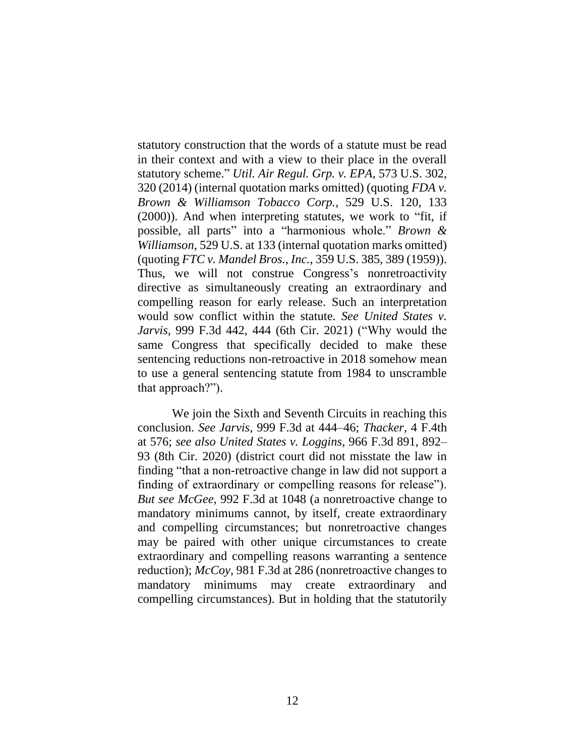statutory construction that the words of a statute must be read in their context and with a view to their place in the overall statutory scheme." *Util. Air Regul. Grp. v. EPA*, 573 U.S. 302, 320 (2014) (internal quotation marks omitted) (quoting *FDA v. Brown & Williamson Tobacco Corp.*, 529 U.S. 120, 133 (2000)). And when interpreting statutes, we work to "fit, if possible, all parts" into a "harmonious whole." *Brown & Williamson*, 529 U.S. at 133 (internal quotation marks omitted) (quoting *FTC v. Mandel Bros., Inc.*, 359 U.S. 385, 389 (1959)). Thus, we will not construe Congress's nonretroactivity directive as simultaneously creating an extraordinary and compelling reason for early release. Such an interpretation would sow conflict within the statute. *See United States v. Jarvis*, 999 F.3d 442, 444 (6th Cir. 2021) ("Why would the same Congress that specifically decided to make these sentencing reductions non-retroactive in 2018 somehow mean to use a general sentencing statute from 1984 to unscramble that approach?").

We join the Sixth and Seventh Circuits in reaching this conclusion. *See Jarvis*, 999 F.3d at 444–46; *Thacker*, 4 F.4th at 576; *see also United States v. Loggins*, 966 F.3d 891, 892–93 (8th Cir. 2020) (district court did not misstate the law in finding "that a non-retroactive change in law did not support a finding of extraordinary or compelling reasons for release"). *But see McGee*, 992 F.3d at 1048 (a nonretroactive change to mandatory minimums cannot, by itself, create extraordinary and compelling circumstances; but nonretroactive changes may be paired with other unique circumstances to create extraordinary and compelling reasons warranting a sentence reduction); *McCoy*, 981 F.3d at 286 (nonretroactive changes to mandatory minimums may create extraordinary and compelling circumstances). But in holding that the statutorily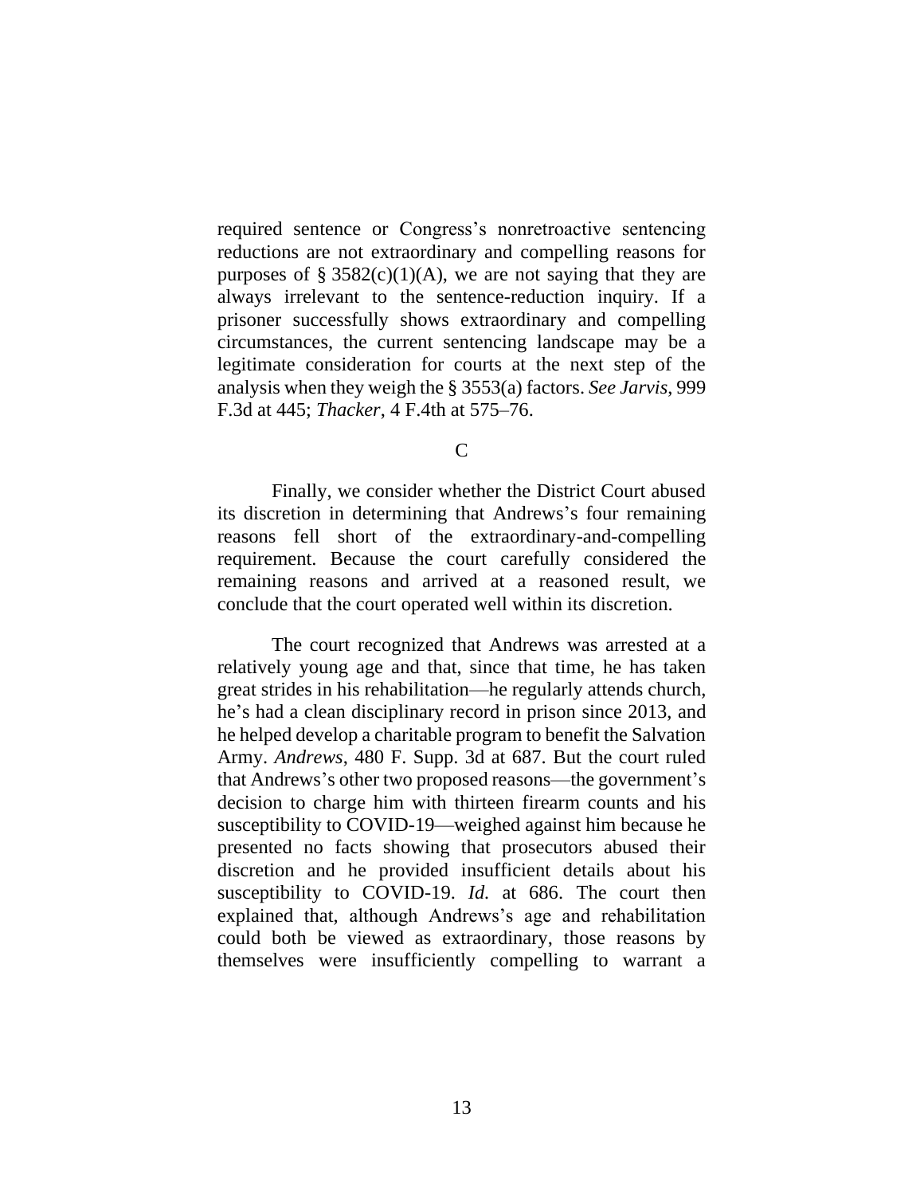required sentence or Congress's nonretroactive sentencing reductions are not extraordinary and compelling reasons for purposes of § 3582(c)(1)(A), we are not saying that they are always irrelevant to the sentence-reduction inquiry. If a prisoner successfully shows extraordinary and compelling circumstances, the current sentencing landscape may be a legitimate consideration for courts at the next step of the analysis when they weigh the § 3553(a) factors. *See Jarvis*, 999 F.3d at 445; *Thacker*, 4 F.4th at 575–76.

### C

Finally, we consider whether the District Court abused its discretion in determining that Andrews's four remaining reasons fell short of the extraordinary-and-compelling requirement. Because the court carefully considered the remaining reasons and arrived at a reasoned result, we conclude that the court operated well within its discretion.

The court recognized that Andrews was arrested at a relatively young age and that, since that time, he has taken great strides in his rehabilitation—he regularly attends church, he's had a clean disciplinary record in prison since 2013, and he helped develop a charitable program to benefit the Salvation Army. *Andrews*, 480 F. Supp. 3d at 687. But the court ruled that Andrews's other two proposed reasons—the government's decision to charge him with thirteen firearm counts and his susceptibility to COVID-19—weighed against him because he presented no facts showing that prosecutors abused their discretion and he provided insufficient details about his susceptibility to COVID-19. *Id.* at 686. The court then explained that, although Andrews's age and rehabilitation could both be viewed as extraordinary, those reasons by themselves were insufficiently compelling to warrant a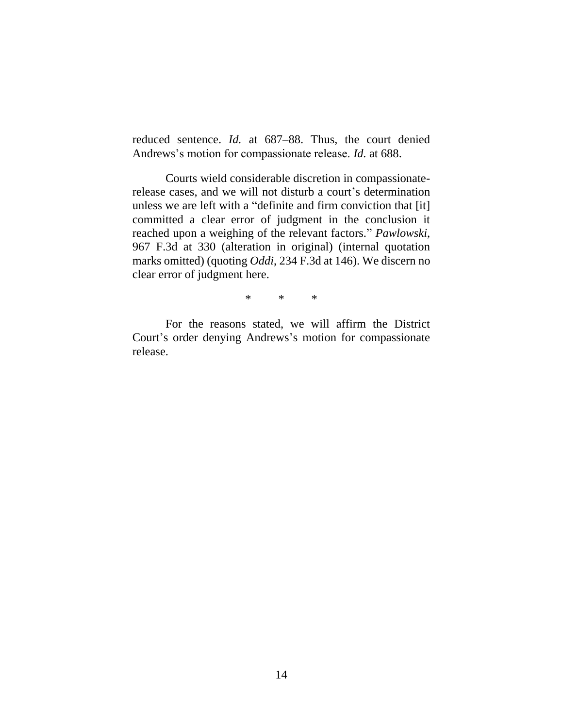reduced sentence. *Id.* at 687–88. Thus, the court denied Andrews's motion for compassionate release. *Id.* at 688.

Courts wield considerable discretion in compassionate-release cases, and we will not disturb a court's determination unless we are left with a "definite and firm conviction that [it] committed a clear error of judgment in the conclusion it reached upon a weighing of the relevant factors." *Pawlowski*, 967 F.3d at 330 (alteration in original) (internal quotation marks omitted) (quoting *Oddi*, 234 F.3d at 146). We discern no clear error of judgment here.

\*     \*     \*

For the reasons stated, we will affirm the District Court's order denying Andrews's motion for compassionate release.